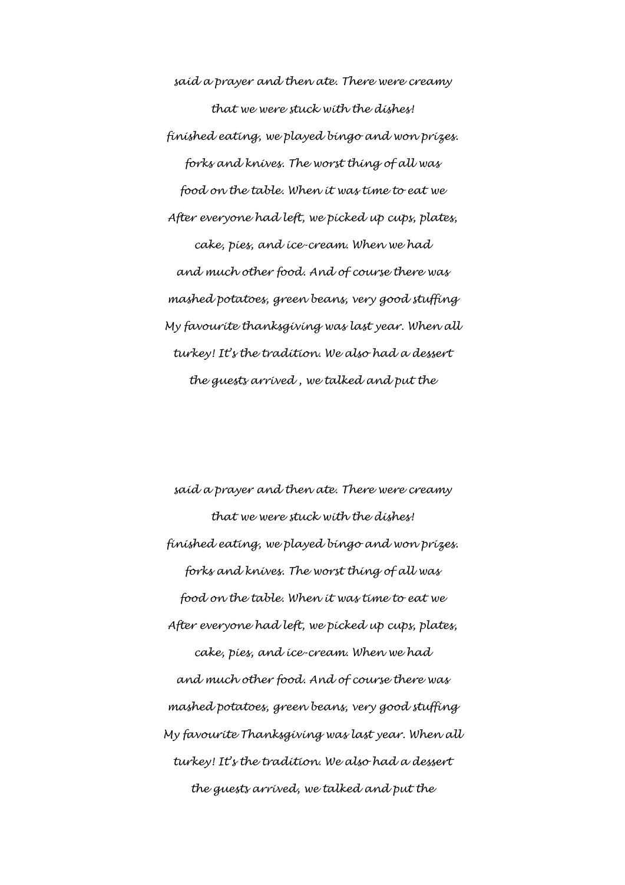*said a prayer and then ate. There were creamy*

*that we were stuck with the dishes!*

*finished eating, we played bingo and won prizes.*

*forks and knives. The worst thing of all was*

*food on the table. When it was time to eat we*

*After everyone had left, we picked up cups, plates,*

*cake, pies, and ice-cream. When we had*

*and much other food. And of course there was*

*mashed potatoes, green beans, very good stuffing*

*My favourite thanksgiving was last year. When all*

*turkey! It's the tradition. We also had a dessert*

*the guests arrived , we talked and put the*

*said a prayer and then ate. There were creamy*

*that we were stuck with the dishes!*

*finished eating, we played bingo and won prizes.*

*forks and knives. The worst thing of all was*

*food on the table. When it was time to eat we*

*After everyone had left, we picked up cups, plates,*

*cake, pies, and ice-cream. When we had*

*and much other food. And of course there was*

*mashed potatoes, green beans, very good stuffing*

*My favourite Thanksgiving was last year. When all*

*turkey! It's the tradition. We also had a dessert*

*the guests arrived, we talked and put the*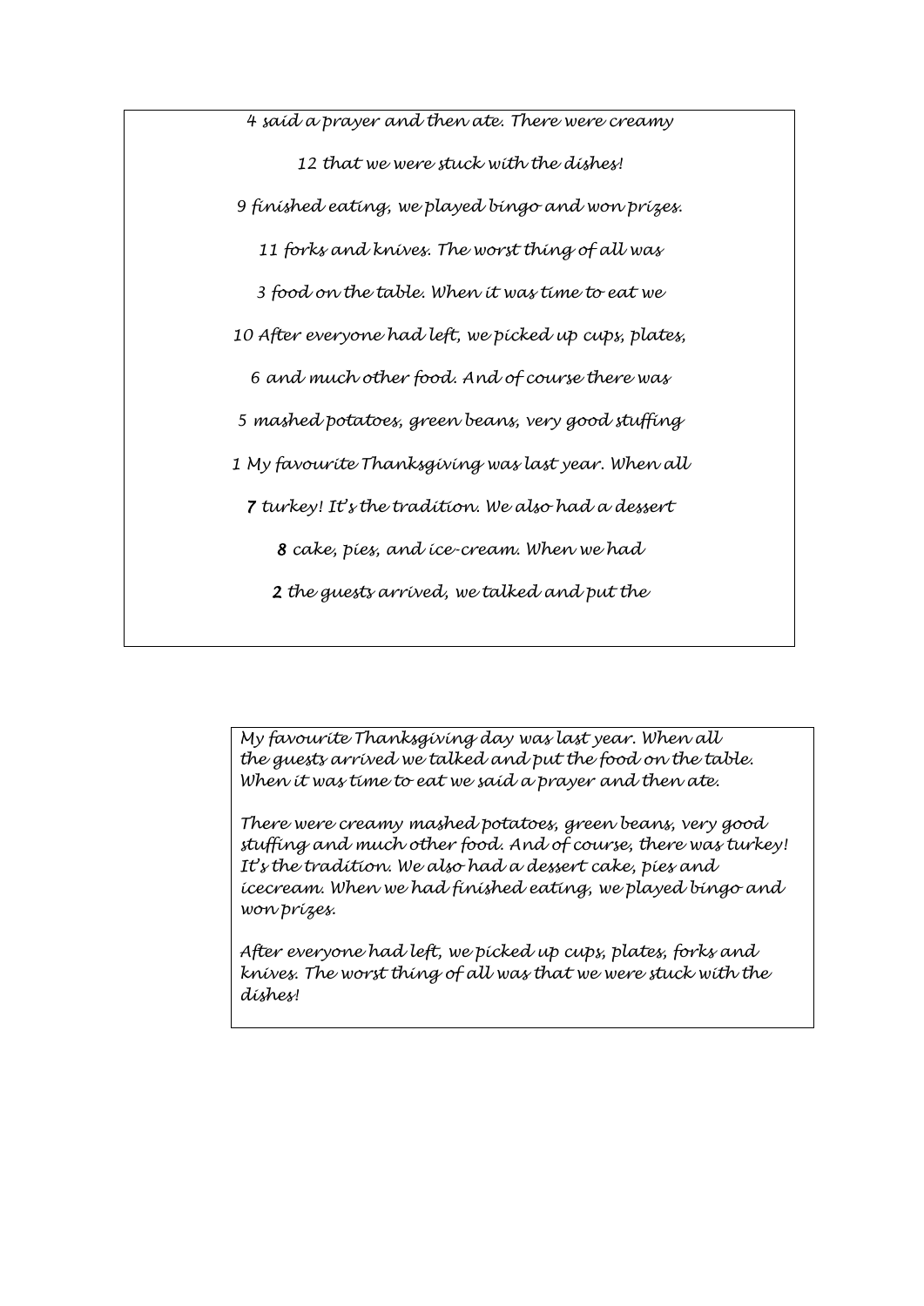4 said a prayer and then ate. There were creamy

12 that we were stuck with the dishes!

9 finished eating, we played bingo and won prizes.

11 forks and knives. The worst thing of all was

3 food on the table. When it was time to eat we

10 After everyone had left, we picked up cups, plates,

6 and much other food. And of course there was

5 mashed potatoes, green beans, very good stuffing

1 My favourite Thanksgiving was last year. When all

7 turkey! It's the tradition. We also had a dessert

8 cake, pies, and ice-cream. When we had

2 the guests arrived, we talked and put the

---

My favourite Thanksgiving day was last year. When all the guests arrived we talked and put the food on the table. When it was time to eat we said a prayer and then ate.

There were creamy mashed potatoes, green beans, very good stuffing and much other food. And of course, there was turkey! It's the tradition. We also had a dessert cake, pies and icecream. When we had finished eating, we played bingo and won prizes.

After everyone had left, we picked up cups, plates, forks and knives. The worst thing of all was that we were stuck with the dishes!